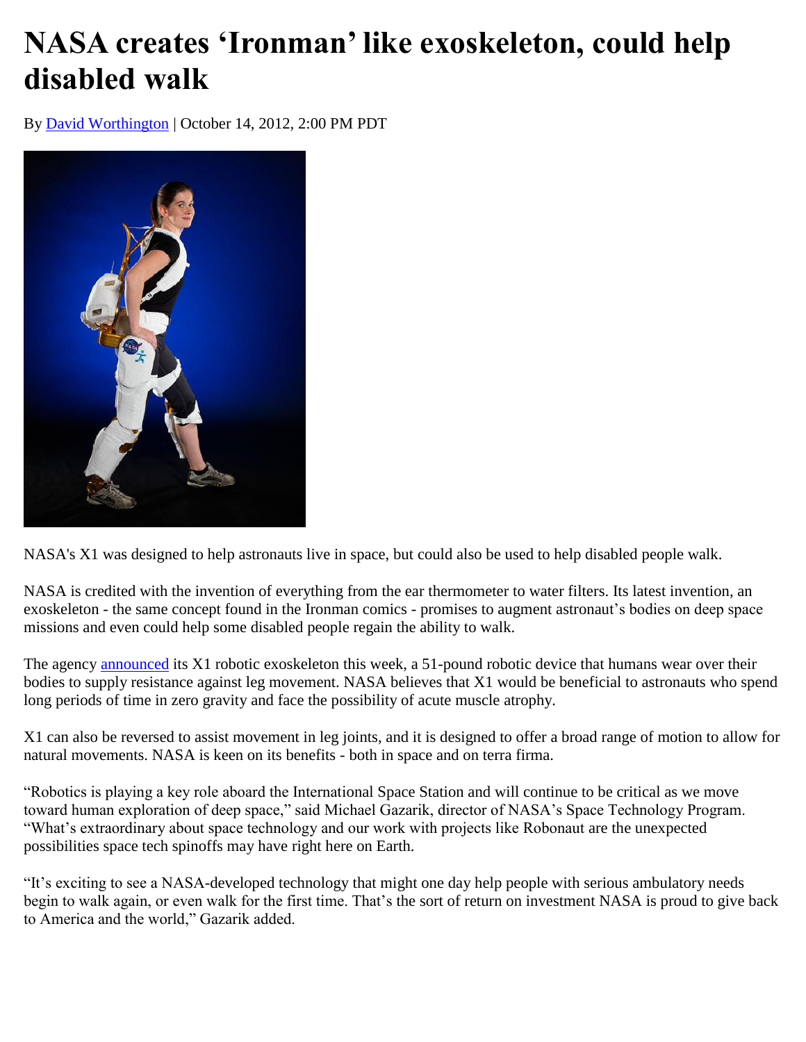# NASA creates 'Ironman' like exoskeleton, could help disabled walk

By David Worthington | October 14, 2012, 2:00 PM PDT

NASA's X1 was designed to help astronauts live in space, but could also be used to help disabled people walk.

NASA is credited with the invention of everything from the ear thermometer to water filters. Its latest invention, an exoskeleton - the same concept found in the Ironman comics - promises to augment astronaut's bodies on deep space missions and even could help some disabled people regain the ability to walk.

The agency announced its X1 robotic exoskeleton this week, a 51-pound robotic device that humans wear over their bodies to supply resistance against leg movement. NASA believes that X1 would be beneficial to astronauts who spend long periods of time in zero gravity and face the possibility of acute muscle atrophy.

X1 can also be reversed to assist movement in leg joints, and it is designed to offer a broad range of motion to allow for natural movements. NASA is keen on its benefits - both in space and on terra firma.

"Robotics is playing a key role aboard the International Space Station and will continue to be critical as we move toward human exploration of deep space," said Michael Gazarik, director of NASA's Space Technology Program. "What's extraordinary about space technology and our work with projects like Robonaut are the unexpected possibilities space tech spinoffs may have right here on Earth.

"It's exciting to see a NASA-developed technology that might one day help people with serious ambulatory needs begin to walk again, or even walk for the first time. That's the sort of return on investment NASA is proud to give back to America and the world," Gazarik added.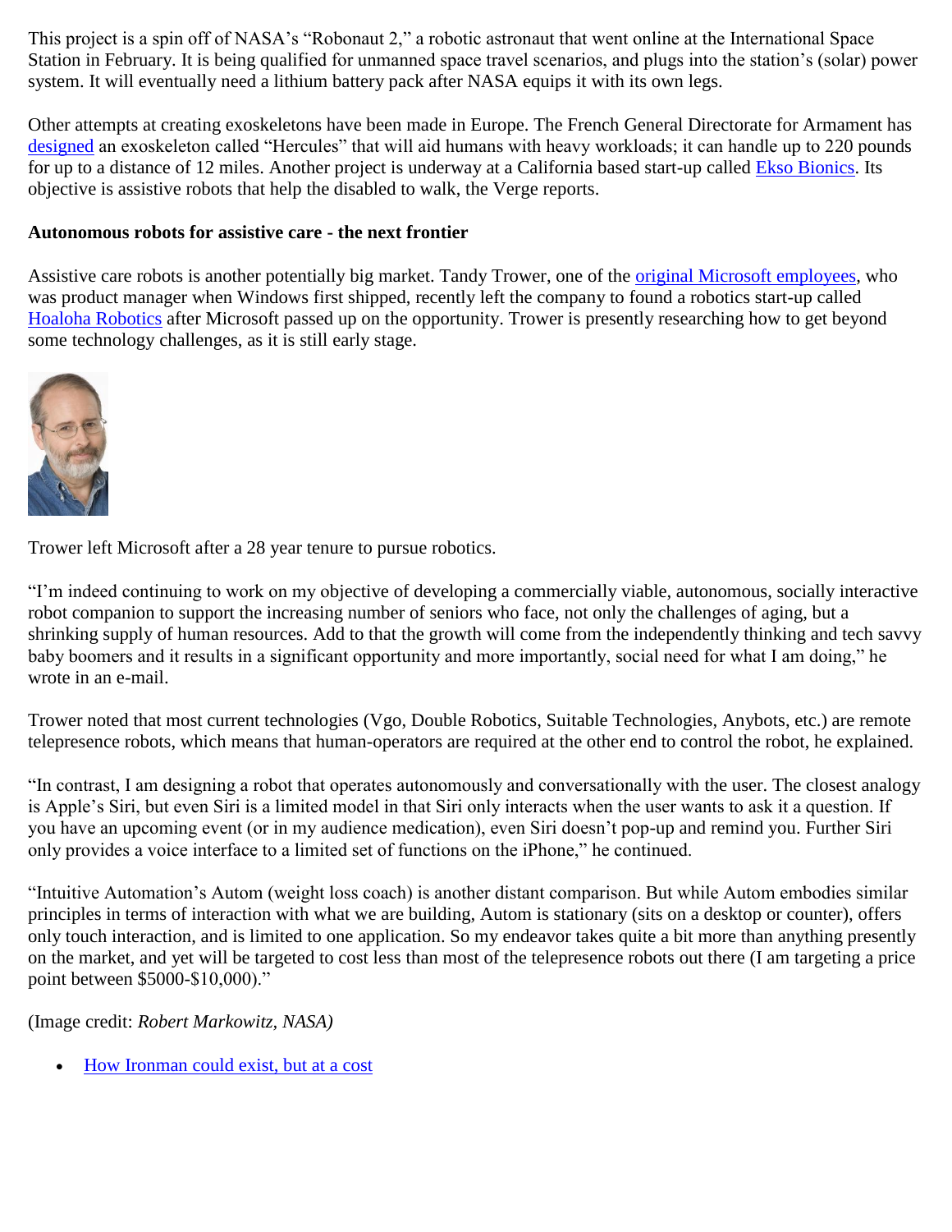This project is a spin off of NASA's "Robonaut 2," a robotic astronaut that went online at the International Space Station in February. It is being qualified for unmanned space travel scenarios, and plugs into the station's (solar) power system. It will eventually need a lithium battery pack after NASA equips it with its own legs.

Other attempts at creating exoskeletons have been made in Europe. The French General Directorate for Armament has designed an exoskeleton called "Hercules" that will aid humans with heavy workloads; it can handle up to 220 pounds for up to a distance of 12 miles. Another project is underway at a California based start-up called Ekso Bionics. Its objective is assistive robots that help the disabled to walk, the Verge reports.

**Autonomous robots for assistive care - the next frontier**

Assistive care robots is another potentially big market. Tandy Trower, one of the original Microsoft employees, who was product manager when Windows first shipped, recently left the company to found a robotics start-up called Hoaloha Robotics after Microsoft passed up on the opportunity. Trower is presently researching how to get beyond some technology challenges, as it is still early stage.

Trower left Microsoft after a 28 year tenure to pursue robotics.

"I'm indeed continuing to work on my objective of developing a commercially viable, autonomous, socially interactive robot companion to support the increasing number of seniors who face, not only the challenges of aging, but a shrinking supply of human resources. Add to that the growth will come from the independently thinking and tech savvy baby boomers and it results in a significant opportunity and more importantly, social need for what I am doing," he wrote in an e-mail.

Trower noted that most current technologies (Vgo, Double Robotics, Suitable Technologies, Anybots, etc.) are remote telepresence robots, which means that human-operators are required at the other end to control the robot, he explained.

"In contrast, I am designing a robot that operates autonomously and conversationally with the user. The closest analogy is Apple's Siri, but even Siri is a limited model in that Siri only interacts when the user wants to ask it a question. If you have an upcoming event (or in my audience medication), even Siri doesn't pop-up and remind you. Further Siri only provides a voice interface to a limited set of functions on the iPhone," he continued.

"Intuitive Automation's Autom (weight loss coach) is another distant comparison. But while Autom embodies similar principles in terms of interaction with what we are building, Autom is stationary (sits on a desktop or counter), offers only touch interaction, and is limited to one application. So my endeavor takes quite a bit more than anything presently on the market, and yet will be targeted to cost less than most of the telepresence robots out there (I am targeting a price point between $5000-$10,000)."

(Image credit: *Robert Markowitz, NASA)*

- How Ironman could exist, but at a cost